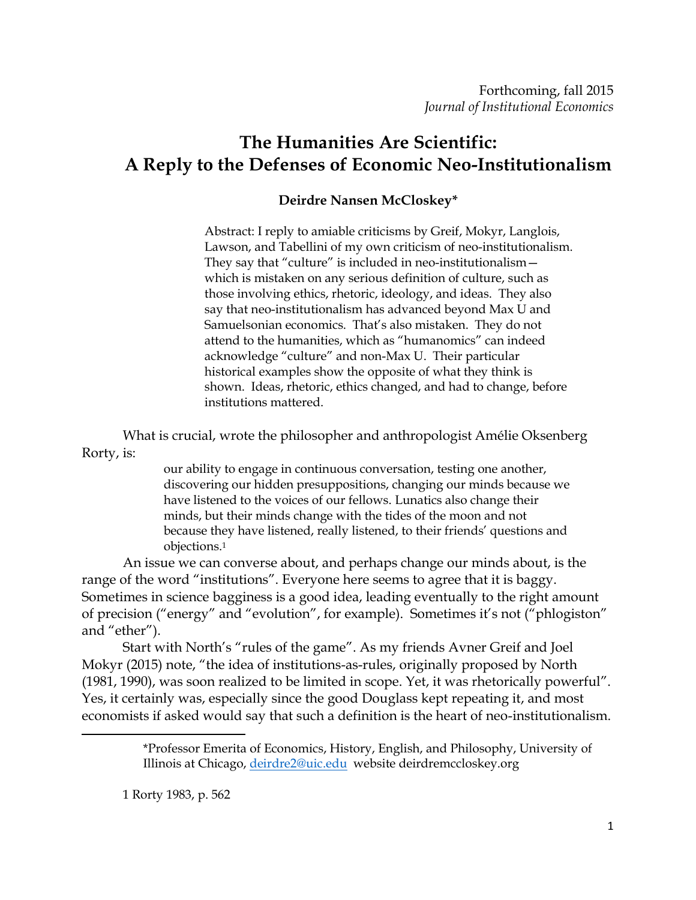Forthcoming, fall 2015
*Journal of Institutional Economics*

# The Humanities Are Scientific: A Reply to the Defenses of Economic Neo-Institutionalism

**Deirdre Nansen McCloskey***

Abstract: I reply to amiable criticisms by Greif, Mokyr, Langlois, Lawson, and Tabellini of my own criticism of neo-institutionalism. They say that "culture" is included in neo-institutionalism—which is mistaken on any serious definition of culture, such as those involving ethics, rhetoric, ideology, and ideas. They also say that neo-institutionalism has advanced beyond Max U and Samuelsonian economics. That's also mistaken. They do not attend to the humanities, which as "humanomics" can indeed acknowledge "culture" and non-Max U. Their particular historical examples show the opposite of what they think is shown. Ideas, rhetoric, ethics changed, and had to change, before institutions mattered.

What is crucial, wrote the philosopher and anthropologist Amélie Oksenberg Rorty, is:

> our ability to engage in continuous conversation, testing one another, discovering our hidden presuppositions, changing our minds because we have listened to the voices of our fellows. Lunatics also change their minds, but their minds change with the tides of the moon and not because they have listened, really listened, to their friends' questions and objections.[1]

An issue we can converse about, and perhaps change our minds about, is the range of the word "institutions". Everyone here seems to agree that it is baggy. Sometimes in science bagginess is a good idea, leading eventually to the right amount of precision ("energy" and "evolution", for example). Sometimes it's not ("phlogiston" and "ether").

Start with North's "rules of the game". As my friends Avner Greif and Joel Mokyr (2015) note, "the idea of institutions-as-rules, originally proposed by North (1981, 1990), was soon realized to be limited in scope. Yet, it was rhetorically powerful". Yes, it certainly was, especially since the good Douglass kept repeating it, and most economists if asked would say that such a definition is the heart of neo-institutionalism.

---

*Professor Emerita of Economics, History, English, and Philosophy, University of Illinois at Chicago, deirdre2@uic.edu website deirdremccloskey.org

1 Rorty 1983, p. 562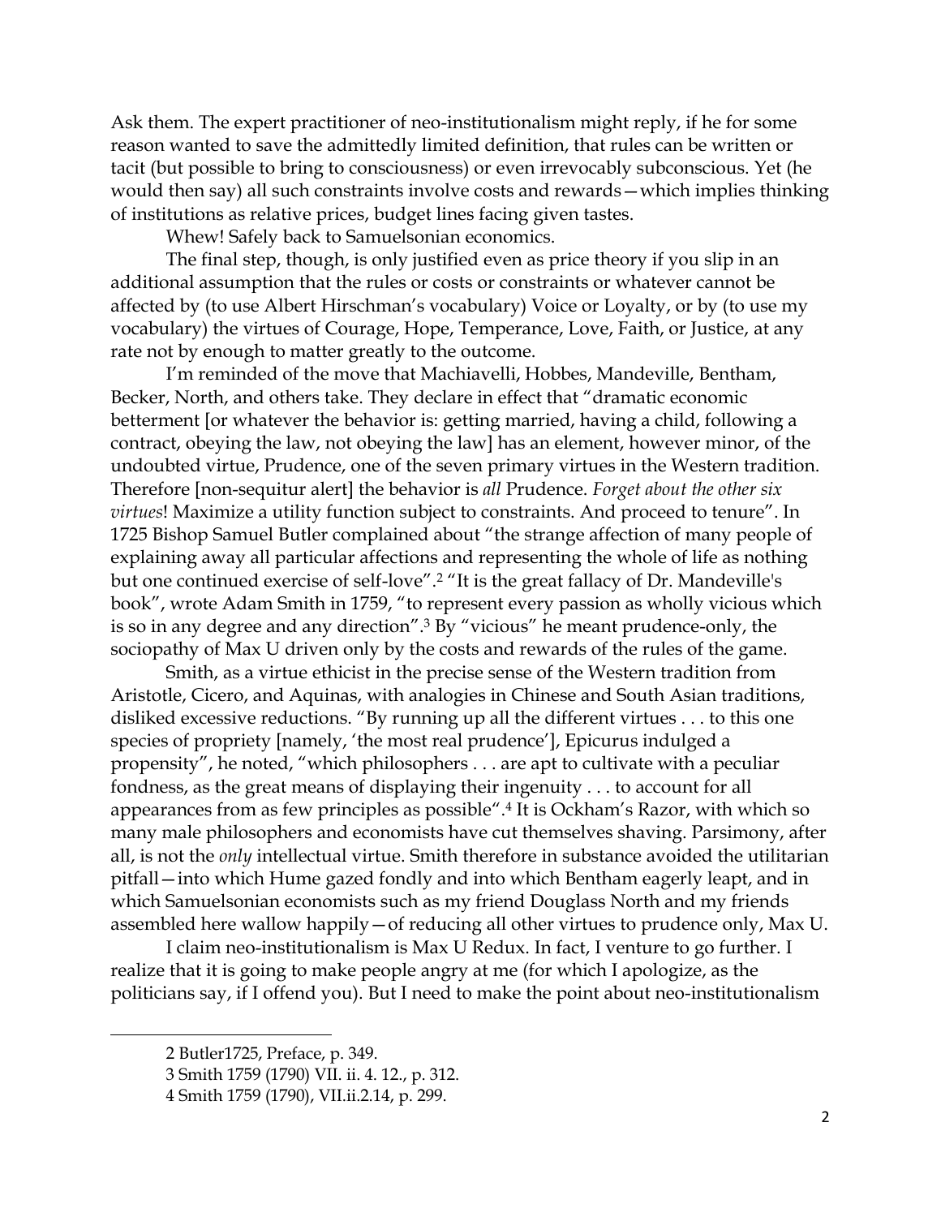Ask them. The expert practitioner of neo-institutionalism might reply, if he for some reason wanted to save the admittedly limited definition, that rules can be written or tacit (but possible to bring to consciousness) or even irrevocably subconscious. Yet (he would then say) all such constraints involve costs and rewards—which implies thinking of institutions as relative prices, budget lines facing given tastes.

Whew! Safely back to Samuelsonian economics.

The final step, though, is only justified even as price theory if you slip in an additional assumption that the rules or costs or constraints or whatever cannot be affected by (to use Albert Hirschman's vocabulary) Voice or Loyalty, or by (to use my vocabulary) the virtues of Courage, Hope, Temperance, Love, Faith, or Justice, at any rate not by enough to matter greatly to the outcome.

I'm reminded of the move that Machiavelli, Hobbes, Mandeville, Bentham, Becker, North, and others take. They declare in effect that "dramatic economic betterment [or whatever the behavior is: getting married, having a child, following a contract, obeying the law, not obeying the law] has an element, however minor, of the undoubted virtue, Prudence, one of the seven primary virtues in the Western tradition. Therefore [non-sequitur alert] the behavior is *all* Prudence. *Forget about the other six virtues*! Maximize a utility function subject to constraints. And proceed to tenure". In 1725 Bishop Samuel Butler complained about "the strange affection of many people of explaining away all particular affections and representing the whole of life as nothing but one continued exercise of self-love".[2] "It is the great fallacy of Dr. Mandeville's book", wrote Adam Smith in 1759, "to represent every passion as wholly vicious which is so in any degree and any direction".[3] By "vicious" he meant prudence-only, the sociopathy of Max U driven only by the costs and rewards of the rules of the game.

Smith, as a virtue ethicist in the precise sense of the Western tradition from Aristotle, Cicero, and Aquinas, with analogies in Chinese and South Asian traditions, disliked excessive reductions. "By running up all the different virtues . . . to this one species of propriety [namely, 'the most real prudence'], Epicurus indulged a propensity", he noted, "which philosophers . . . are apt to cultivate with a peculiar fondness, as the great means of displaying their ingenuity . . . to account for all appearances from as few principles as possible".[4] It is Ockham's Razor, with which so many male philosophers and economists have cut themselves shaving. Parsimony, after all, is not the *only* intellectual virtue. Smith therefore in substance avoided the utilitarian pitfall—into which Hume gazed fondly and into which Bentham eagerly leapt, and in which Samuelsonian economists such as my friend Douglass North and my friends assembled here wallow happily—of reducing all other virtues to prudence only, Max U.

I claim neo-institutionalism is Max U Redux. In fact, I venture to go further. I realize that it is going to make people angry at me (for which I apologize, as the politicians say, if I offend you). But I need to make the point about neo-institutionalism

---

2 Butler1725, Preface, p. 349.

3 Smith 1759 (1790) VII. ii. 4. 12., p. 312.

4 Smith 1759 (1790), VII.ii.2.14, p. 299.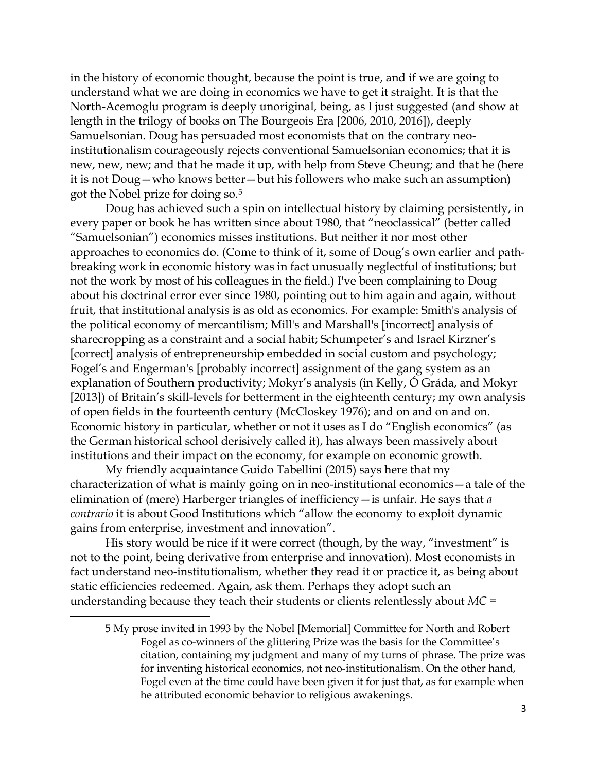in the history of economic thought, because the point is true, and if we are going to understand what we are doing in economics we have to get it straight. It is that the North-Acemoglu program is deeply unoriginal, being, as I just suggested (and show at length in the trilogy of books on The Bourgeois Era [2006, 2010, 2016]), deeply Samuelsonian. Doug has persuaded most economists that on the contrary neo-institutionalism courageously rejects conventional Samuelsonian economics; that it is new, new, new; and that he made it up, with help from Steve Cheung; and that he (here it is not Doug—who knows better—but his followers who make such an assumption) got the Nobel prize for doing so.[5]

Doug has achieved such a spin on intellectual history by claiming persistently, in every paper or book he has written since about 1980, that "neoclassical" (better called "Samuelsonian") economics misses institutions. But neither it nor most other approaches to economics do. (Come to think of it, some of Doug's own earlier and path-breaking work in economic history was in fact unusually neglectful of institutions; but not the work by most of his colleagues in the field.) I've been complaining to Doug about his doctrinal error ever since 1980, pointing out to him again and again, without fruit, that institutional analysis is as old as economics. For example: Smith's analysis of the political economy of mercantilism; Mill's and Marshall's [incorrect] analysis of sharecropping as a constraint and a social habit; Schumpeter's and Israel Kirzner's [correct] analysis of entrepreneurship embedded in social custom and psychology; Fogel's and Engerman's [probably incorrect] assignment of the gang system as an explanation of Southern productivity; Mokyr's analysis (in Kelly, Ó Gráda, and Mokyr [2013]) of Britain's skill-levels for betterment in the eighteenth century; my own analysis of open fields in the fourteenth century (McCloskey 1976); and on and on and on. Economic history in particular, whether or not it uses as I do "English economics" (as the German historical school derisively called it), has always been massively about institutions and their impact on the economy, for example on economic growth.

My friendly acquaintance Guido Tabellini (2015) says here that my characterization of what is mainly going on in neo-institutional economics—a tale of the elimination of (mere) Harberger triangles of inefficiency—is unfair. He says that *a contrario* it is about Good Institutions which "allow the economy to exploit dynamic gains from enterprise, investment and innovation".

His story would be nice if it were correct (though, by the way, "investment" is not to the point, being derivative from enterprise and innovation). Most economists in fact understand neo-institutionalism, whether they read it or practice it, as being about static efficiencies redeemed. Again, ask them. Perhaps they adopt such an understanding because they teach their students or clients relentlessly about *MC* =

---

5 My prose invited in 1993 by the Nobel [Memorial] Committee for North and Robert Fogel as co-winners of the glittering Prize was the basis for the Committee's citation, containing my judgment and many of my turns of phrase. The prize was for inventing historical economics, not neo-institutionalism. On the other hand, Fogel even at the time could have been given it for just that, as for example when he attributed economic behavior to religious awakenings.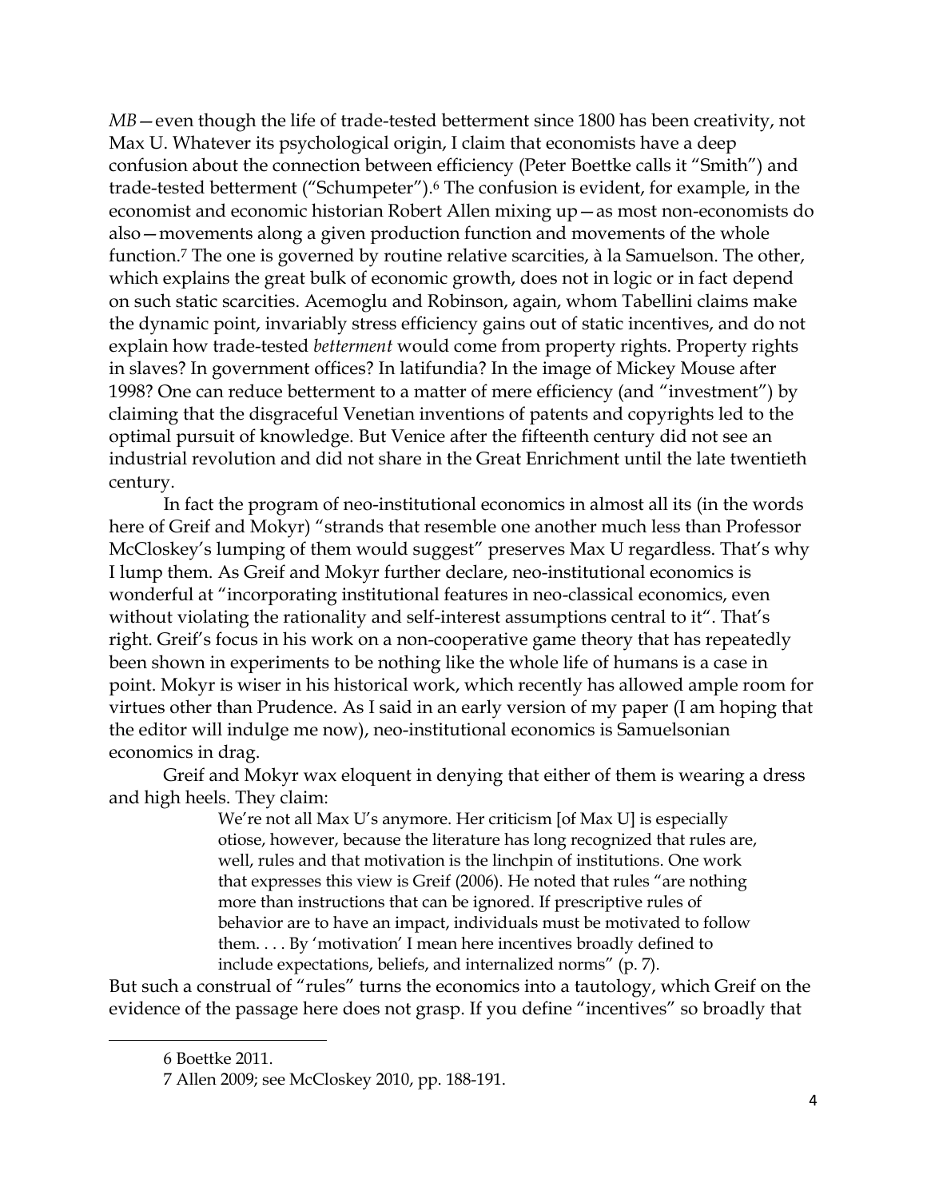*MB*—even though the life of trade-tested betterment since 1800 has been creativity, not Max U. Whatever its psychological origin, I claim that economists have a deep confusion about the connection between efficiency (Peter Boettke calls it "Smith") and trade-tested betterment ("Schumpeter").[6] The confusion is evident, for example, in the economist and economic historian Robert Allen mixing up—as most non-economists do also—movements along a given production function and movements of the whole function.[7] The one is governed by routine relative scarcities, à la Samuelson. The other, which explains the great bulk of economic growth, does not in logic or in fact depend on such static scarcities. Acemoglu and Robinson, again, whom Tabellini claims make the dynamic point, invariably stress efficiency gains out of static incentives, and do not explain how trade-tested *betterment* would come from property rights. Property rights in slaves? In government offices? In latifundia? In the image of Mickey Mouse after 1998? One can reduce betterment to a matter of mere efficiency (and "investment") by claiming that the disgraceful Venetian inventions of patents and copyrights led to the optimal pursuit of knowledge. But Venice after the fifteenth century did not see an industrial revolution and did not share in the Great Enrichment until the late twentieth century.

In fact the program of neo-institutional economics in almost all its (in the words here of Greif and Mokyr) "strands that resemble one another much less than Professor McCloskey's lumping of them would suggest" preserves Max U regardless. That's why I lump them. As Greif and Mokyr further declare, neo-institutional economics is wonderful at "incorporating institutional features in neo-classical economics, even without violating the rationality and self-interest assumptions central to it". That's right. Greif's focus in his work on a non-cooperative game theory that has repeatedly been shown in experiments to be nothing like the whole life of humans is a case in point. Mokyr is wiser in his historical work, which recently has allowed ample room for virtues other than Prudence. As I said in an early version of my paper (I am hoping that the editor will indulge me now), neo-institutional economics is Samuelsonian economics in drag.

Greif and Mokyr wax eloquent in denying that either of them is wearing a dress and high heels. They claim:

> We're not all Max U's anymore. Her criticism [of Max U] is especially otiose, however, because the literature has long recognized that rules are, well, rules and that motivation is the linchpin of institutions. One work that expresses this view is Greif (2006). He noted that rules "are nothing more than instructions that can be ignored. If prescriptive rules of behavior are to have an impact, individuals must be motivated to follow them. . . . By 'motivation' I mean here incentives broadly defined to include expectations, beliefs, and internalized norms" (p. 7).

But such a construal of "rules" turns the economics into a tautology, which Greif on the evidence of the passage here does not grasp. If you define "incentives" so broadly that

---

6 Boettke 2011.

7 Allen 2009; see McCloskey 2010, pp. 188-191.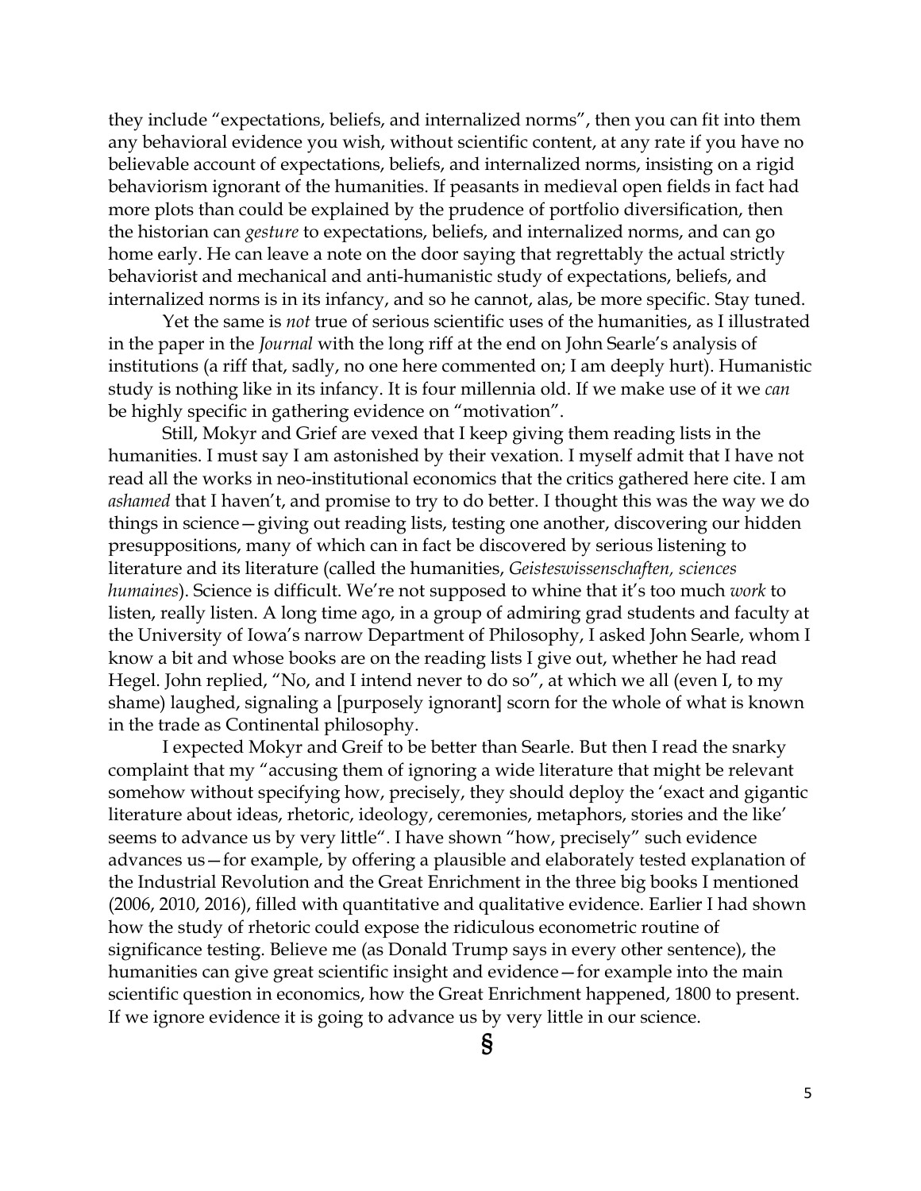they include "expectations, beliefs, and internalized norms", then you can fit into them any behavioral evidence you wish, without scientific content, at any rate if you have no believable account of expectations, beliefs, and internalized norms, insisting on a rigid behaviorism ignorant of the humanities. If peasants in medieval open fields in fact had more plots than could be explained by the prudence of portfolio diversification, then the historian can *gesture* to expectations, beliefs, and internalized norms, and can go home early. He can leave a note on the door saying that regrettably the actual strictly behaviorist and mechanical and anti-humanistic study of expectations, beliefs, and internalized norms is in its infancy, and so he cannot, alas, be more specific. Stay tuned.

Yet the same is *not* true of serious scientific uses of the humanities, as I illustrated in the paper in the *Journal* with the long riff at the end on John Searle's analysis of institutions (a riff that, sadly, no one here commented on; I am deeply hurt). Humanistic study is nothing like in its infancy. It is four millennia old. If we make use of it we *can* be highly specific in gathering evidence on "motivation".

Still, Mokyr and Grief are vexed that I keep giving them reading lists in the humanities. I must say I am astonished by their vexation. I myself admit that I have not read all the works in neo-institutional economics that the critics gathered here cite. I am *ashamed* that I haven't, and promise to try to do better. I thought this was the way we do things in science—giving out reading lists, testing one another, discovering our hidden presuppositions, many of which can in fact be discovered by serious listening to literature and its literature (called the humanities, *Geisteswissenschaften, sciences humaines*). Science is difficult. We're not supposed to whine that it's too much *work* to listen, really listen. A long time ago, in a group of admiring grad students and faculty at the University of Iowa's narrow Department of Philosophy, I asked John Searle, whom I know a bit and whose books are on the reading lists I give out, whether he had read Hegel. John replied, "No, and I intend never to do so", at which we all (even I, to my shame) laughed, signaling a [purposely ignorant] scorn for the whole of what is known in the trade as Continental philosophy.

I expected Mokyr and Greif to be better than Searle. But then I read the snarky complaint that my "accusing them of ignoring a wide literature that might be relevant somehow without specifying how, precisely, they should deploy the 'exact and gigantic literature about ideas, rhetoric, ideology, ceremonies, metaphors, stories and the like' seems to advance us by very little". I have shown "how, precisely" such evidence advances us—for example, by offering a plausible and elaborately tested explanation of the Industrial Revolution and the Great Enrichment in the three big books I mentioned (2006, 2010, 2016), filled with quantitative and qualitative evidence. Earlier I had shown how the study of rhetoric could expose the ridiculous econometric routine of significance testing. Believe me (as Donald Trump says in every other sentence), the humanities can give great scientific insight and evidence—for example into the main scientific question in economics, how the Great Enrichment happened, 1800 to present. If we ignore evidence it is going to advance us by very little in our science.

§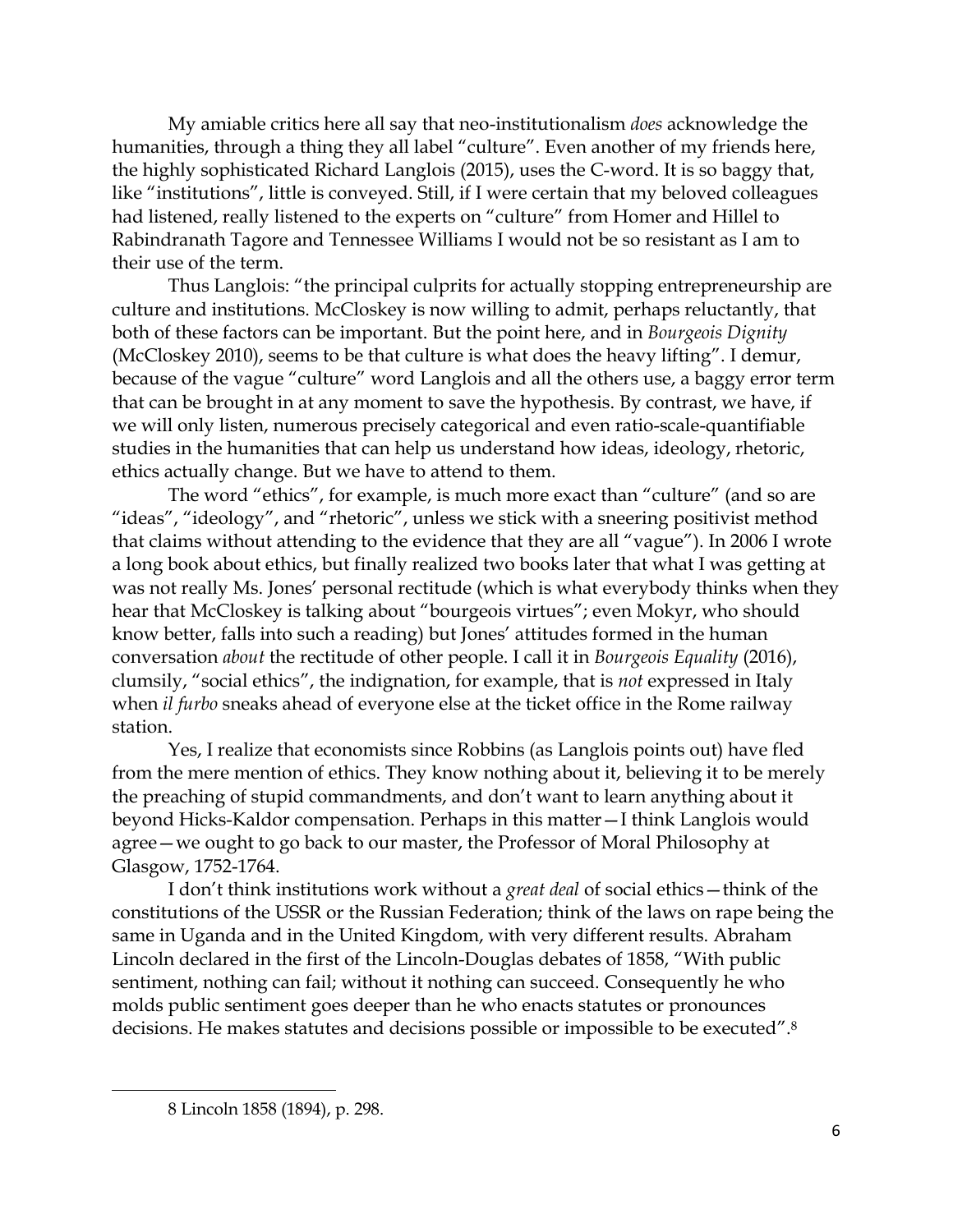My amiable critics here all say that neo-institutionalism *does* acknowledge the humanities, through a thing they all label "culture". Even another of my friends here, the highly sophisticated Richard Langlois (2015), uses the C-word. It is so baggy that, like "institutions", little is conveyed. Still, if I were certain that my beloved colleagues had listened, really listened to the experts on "culture" from Homer and Hillel to Rabindranath Tagore and Tennessee Williams I would not be so resistant as I am to their use of the term.

Thus Langlois: "the principal culprits for actually stopping entrepreneurship are culture and institutions. McCloskey is now willing to admit, perhaps reluctantly, that both of these factors can be important. But the point here, and in *Bourgeois Dignity* (McCloskey 2010), seems to be that culture is what does the heavy lifting". I demur, because of the vague "culture" word Langlois and all the others use, a baggy error term that can be brought in at any moment to save the hypothesis. By contrast, we have, if we will only listen, numerous precisely categorical and even ratio-scale-quantifiable studies in the humanities that can help us understand how ideas, ideology, rhetoric, ethics actually change. But we have to attend to them.

The word "ethics", for example, is much more exact than "culture" (and so are "ideas", "ideology", and "rhetoric", unless we stick with a sneering positivist method that claims without attending to the evidence that they are all "vague"). In 2006 I wrote a long book about ethics, but finally realized two books later that what I was getting at was not really Ms. Jones' personal rectitude (which is what everybody thinks when they hear that McCloskey is talking about "bourgeois virtues"; even Mokyr, who should know better, falls into such a reading) but Jones' attitudes formed in the human conversation *about* the rectitude of other people. I call it in *Bourgeois Equality* (2016), clumsily, "social ethics", the indignation, for example, that is *not* expressed in Italy when *il furbo* sneaks ahead of everyone else at the ticket office in the Rome railway station.

Yes, I realize that economists since Robbins (as Langlois points out) have fled from the mere mention of ethics. They know nothing about it, believing it to be merely the preaching of stupid commandments, and don't want to learn anything about it beyond Hicks-Kaldor compensation. Perhaps in this matter—I think Langlois would agree—we ought to go back to our master, the Professor of Moral Philosophy at Glasgow, 1752-1764.

I don't think institutions work without a *great deal* of social ethics—think of the constitutions of the USSR or the Russian Federation; think of the laws on rape being the same in Uganda and in the United Kingdom, with very different results. Abraham Lincoln declared in the first of the Lincoln-Douglas debates of 1858, "With public sentiment, nothing can fail; without it nothing can succeed. Consequently he who molds public sentiment goes deeper than he who enacts statutes or pronounces decisions. He makes statutes and decisions possible or impossible to be executed".[8]

---

8 Lincoln 1858 (1894), p. 298.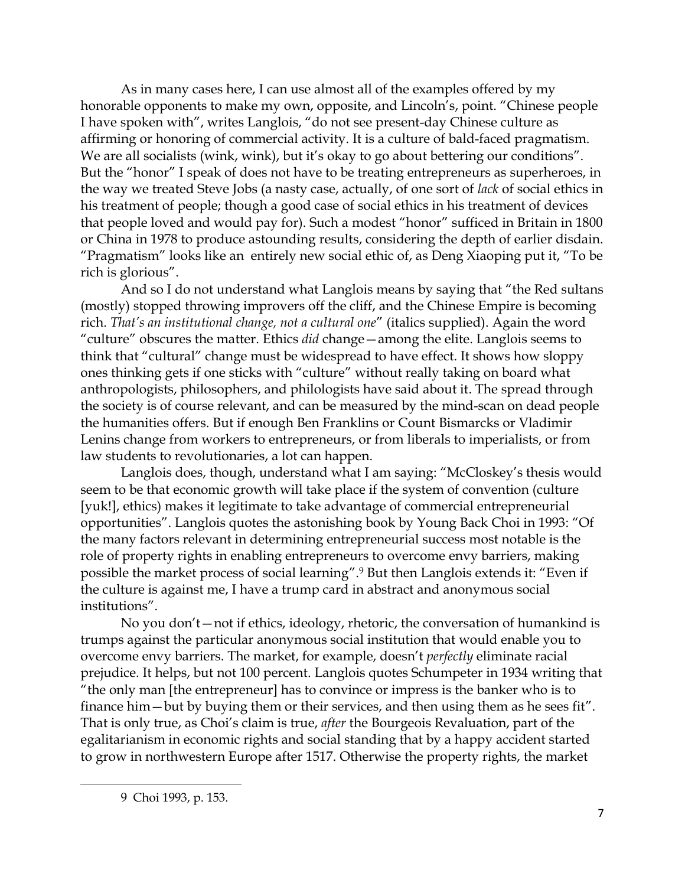As in many cases here, I can use almost all of the examples offered by my honorable opponents to make my own, opposite, and Lincoln's, point. "Chinese people I have spoken with", writes Langlois, "do not see present-day Chinese culture as affirming or honoring of commercial activity. It is a culture of bald-faced pragmatism. We are all socialists (wink, wink), but it's okay to go about bettering our conditions". But the "honor" I speak of does not have to be treating entrepreneurs as superheroes, in the way we treated Steve Jobs (a nasty case, actually, of one sort of *lack* of social ethics in his treatment of people; though a good case of social ethics in his treatment of devices that people loved and would pay for). Such a modest "honor" sufficed in Britain in 1800 or China in 1978 to produce astounding results, considering the depth of earlier disdain. "Pragmatism" looks like an entirely new social ethic of, as Deng Xiaoping put it, "To be rich is glorious".

And so I do not understand what Langlois means by saying that "the Red sultans (mostly) stopped throwing improvers off the cliff, and the Chinese Empire is becoming rich. *That's an institutional change, not a cultural one*" (italics supplied). Again the word "culture" obscures the matter. Ethics *did* change—among the elite. Langlois seems to think that "cultural" change must be widespread to have effect. It shows how sloppy ones thinking gets if one sticks with "culture" without really taking on board what anthropologists, philosophers, and philologists have said about it. The spread through the society is of course relevant, and can be measured by the mind-scan on dead people the humanities offers. But if enough Ben Franklins or Count Bismarcks or Vladimir Lenins change from workers to entrepreneurs, or from liberals to imperialists, or from law students to revolutionaries, a lot can happen.

Langlois does, though, understand what I am saying: "McCloskey's thesis would seem to be that economic growth will take place if the system of convention (culture [yuk!], ethics) makes it legitimate to take advantage of commercial entrepreneurial opportunities". Langlois quotes the astonishing book by Young Back Choi in 1993: "Of the many factors relevant in determining entrepreneurial success most notable is the role of property rights in enabling entrepreneurs to overcome envy barriers, making possible the market process of social learning".[9] But then Langlois extends it: "Even if the culture is against me, I have a trump card in abstract and anonymous social institutions".

No you don't—not if ethics, ideology, rhetoric, the conversation of humankind is trumps against the particular anonymous social institution that would enable you to overcome envy barriers. The market, for example, doesn't *perfectly* eliminate racial prejudice. It helps, but not 100 percent. Langlois quotes Schumpeter in 1934 writing that "the only man [the entrepreneur] has to convince or impress is the banker who is to finance him—but by buying them or their services, and then using them as he sees fit". That is only true, as Choi's claim is true, *after* the Bourgeois Revaluation, part of the egalitarianism in economic rights and social standing that by a happy accident started to grow in northwestern Europe after 1517. Otherwise the property rights, the market

---

9 Choi 1993, p. 153.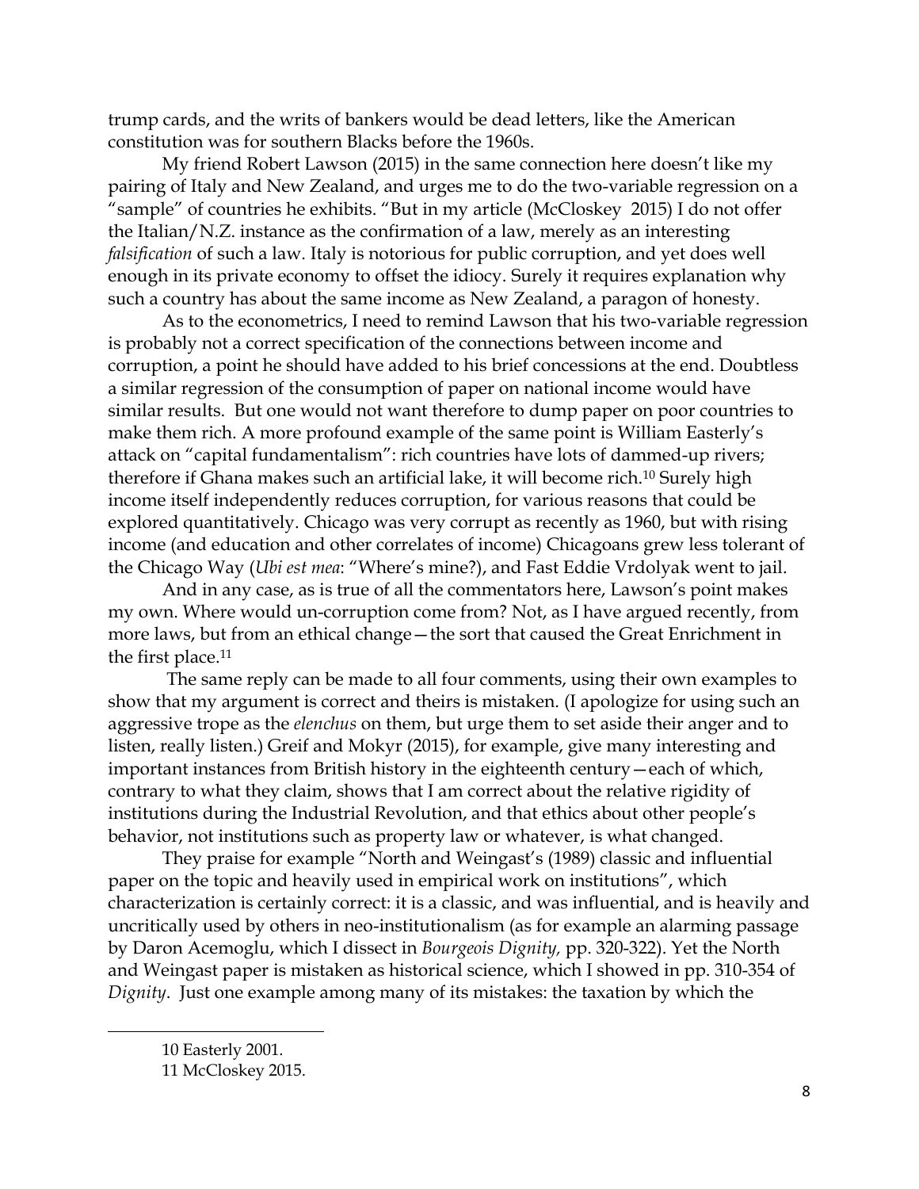trump cards, and the writs of bankers would be dead letters, like the American constitution was for southern Blacks before the 1960s.

My friend Robert Lawson (2015) in the same connection here doesn't like my pairing of Italy and New Zealand, and urges me to do the two-variable regression on a "sample" of countries he exhibits. "But in my article (McCloskey 2015) I do not offer the Italian/N.Z. instance as the confirmation of a law, merely as an interesting *falsification* of such a law. Italy is notorious for public corruption, and yet does well enough in its private economy to offset the idiocy. Surely it requires explanation why such a country has about the same income as New Zealand, a paragon of honesty.

As to the econometrics, I need to remind Lawson that his two-variable regression is probably not a correct specification of the connections between income and corruption, a point he should have added to his brief concessions at the end. Doubtless a similar regression of the consumption of paper on national income would have similar results. But one would not want therefore to dump paper on poor countries to make them rich. A more profound example of the same point is William Easterly's attack on "capital fundamentalism": rich countries have lots of dammed-up rivers; therefore if Ghana makes such an artificial lake, it will become rich.[10] Surely high income itself independently reduces corruption, for various reasons that could be explored quantitatively. Chicago was very corrupt as recently as 1960, but with rising income (and education and other correlates of income) Chicagoans grew less tolerant of the Chicago Way (*Ubi est mea*: "Where's mine?), and Fast Eddie Vrdolyak went to jail.

And in any case, as is true of all the commentators here, Lawson's point makes my own. Where would un-corruption come from? Not, as I have argued recently, from more laws, but from an ethical change—the sort that caused the Great Enrichment in the first place.[11]

The same reply can be made to all four comments, using their own examples to show that my argument is correct and theirs is mistaken. (I apologize for using such an aggressive trope as the *elenchus* on them, but urge them to set aside their anger and to listen, really listen.) Greif and Mokyr (2015), for example, give many interesting and important instances from British history in the eighteenth century—each of which, contrary to what they claim, shows that I am correct about the relative rigidity of institutions during the Industrial Revolution, and that ethics about other people's behavior, not institutions such as property law or whatever, is what changed.

They praise for example "North and Weingast's (1989) classic and influential paper on the topic and heavily used in empirical work on institutions", which characterization is certainly correct: it is a classic, and was influential, and is heavily and uncritically used by others in neo-institutionalism (as for example an alarming passage by Daron Acemoglu, which I dissect in *Bourgeois Dignity,* pp. 320-322). Yet the North and Weingast paper is mistaken as historical science, which I showed in pp. 310-354 of *Dignity*. Just one example among many of its mistakes: the taxation by which the

10 Easterly 2001.

11 McCloskey 2015.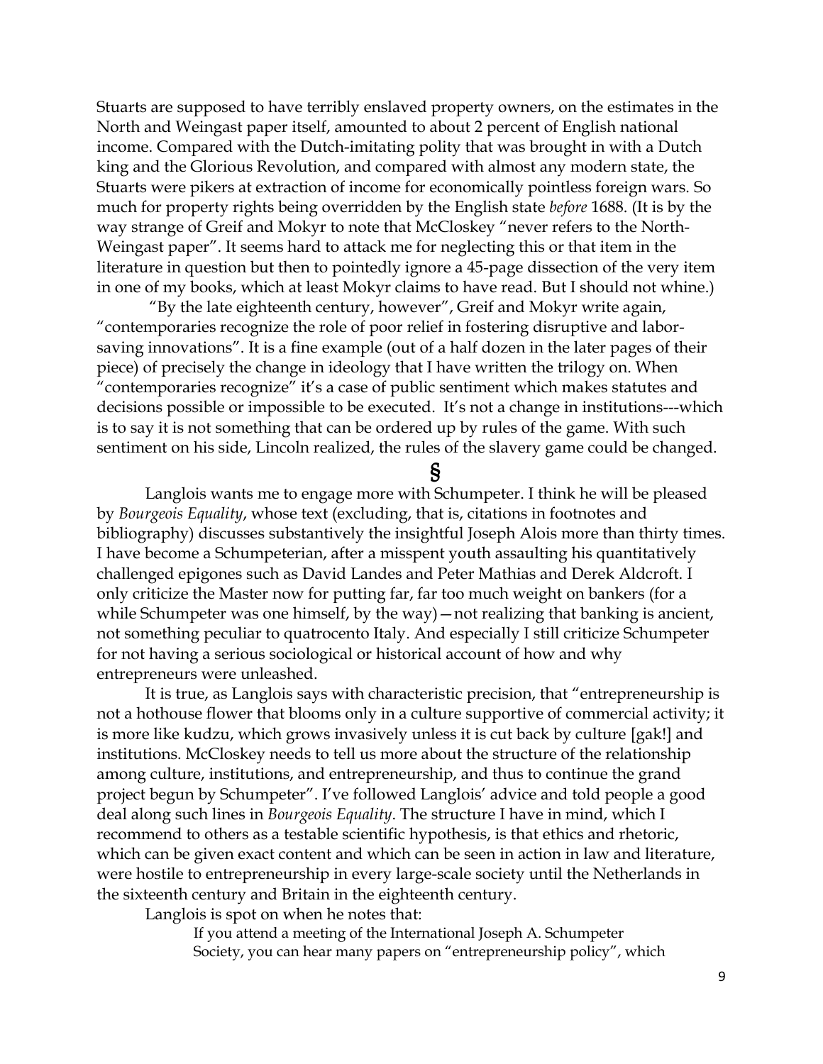Stuarts are supposed to have terribly enslaved property owners, on the estimates in the North and Weingast paper itself, amounted to about 2 percent of English national income. Compared with the Dutch-imitating polity that was brought in with a Dutch king and the Glorious Revolution, and compared with almost any modern state, the Stuarts were pikers at extraction of income for economically pointless foreign wars. So much for property rights being overridden by the English state *before* 1688. (It is by the way strange of Greif and Mokyr to note that McCloskey "never refers to the North-Weingast paper". It seems hard to attack me for neglecting this or that item in the literature in question but then to pointedly ignore a 45-page dissection of the very item in one of my books, which at least Mokyr claims to have read. But I should not whine.)

"By the late eighteenth century, however", Greif and Mokyr write again, "contemporaries recognize the role of poor relief in fostering disruptive and labor-saving innovations". It is a fine example (out of a half dozen in the later pages of their piece) of precisely the change in ideology that I have written the trilogy on. When "contemporaries recognize" it's a case of public sentiment which makes statutes and decisions possible or impossible to be executed. It's not a change in institutions---which is to say it is not something that can be ordered up by rules of the game. With such sentiment on his side, Lincoln realized, the rules of the slavery game could be changed.

§

Langlois wants me to engage more with Schumpeter. I think he will be pleased by *Bourgeois Equality*, whose text (excluding, that is, citations in footnotes and bibliography) discusses substantively the insightful Joseph Alois more than thirty times. I have become a Schumpeterian, after a misspent youth assaulting his quantitatively challenged epigones such as David Landes and Peter Mathias and Derek Aldcroft. I only criticize the Master now for putting far, far too much weight on bankers (for a while Schumpeter was one himself, by the way)—not realizing that banking is ancient, not something peculiar to quatrocento Italy. And especially I still criticize Schumpeter for not having a serious sociological or historical account of how and why entrepreneurs were unleashed.

It is true, as Langlois says with characteristic precision, that "entrepreneurship is not a hothouse flower that blooms only in a culture supportive of commercial activity; it is more like kudzu, which grows invasively unless it is cut back by culture [gak!] and institutions. McCloskey needs to tell us more about the structure of the relationship among culture, institutions, and entrepreneurship, and thus to continue the grand project begun by Schumpeter". I've followed Langlois' advice and told people a good deal along such lines in *Bourgeois Equality*. The structure I have in mind, which I recommend to others as a testable scientific hypothesis, is that ethics and rhetoric, which can be given exact content and which can be seen in action in law and literature, were hostile to entrepreneurship in every large-scale society until the Netherlands in the sixteenth century and Britain in the eighteenth century.

Langlois is spot on when he notes that:

> If you attend a meeting of the International Joseph A. Schumpeter Society, you can hear many papers on "entrepreneurship policy", which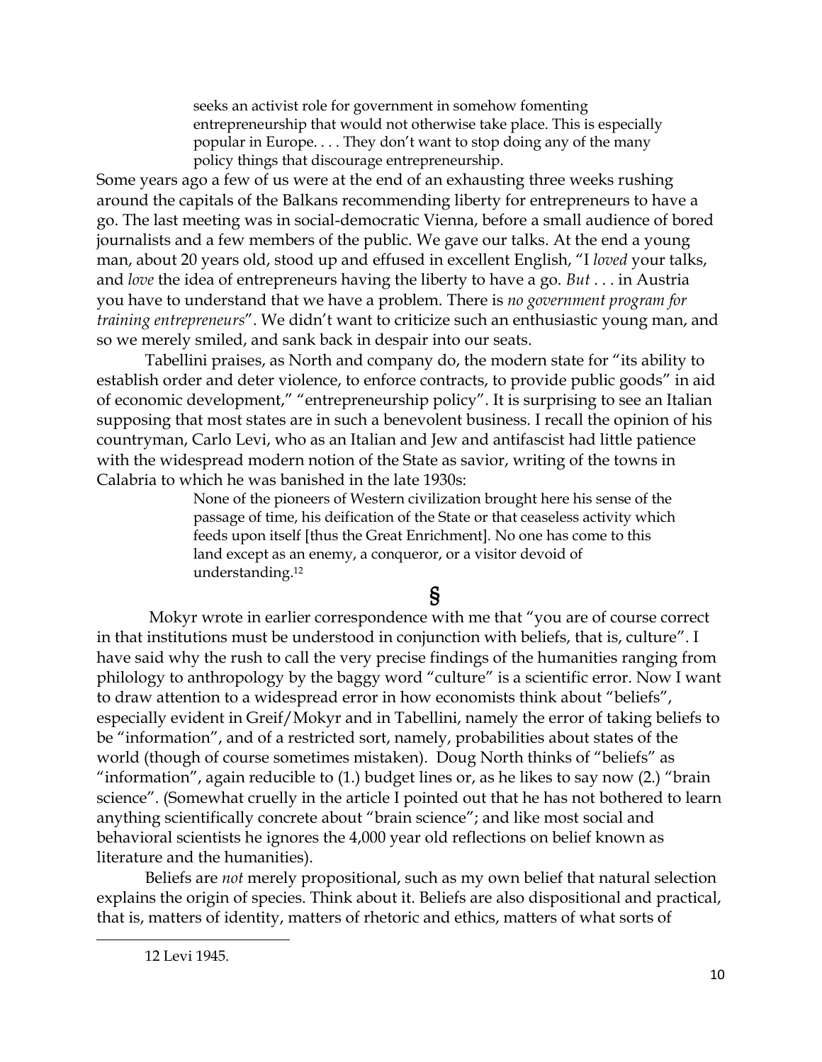> seeks an activist role for government in somehow fomenting entrepreneurship that would not otherwise take place. This is especially popular in Europe. . . . They don't want to stop doing any of the many policy things that discourage entrepreneurship.

Some years ago a few of us were at the end of an exhausting three weeks rushing around the capitals of the Balkans recommending liberty for entrepreneurs to have a go. The last meeting was in social-democratic Vienna, before a small audience of bored journalists and a few members of the public. We gave our talks. At the end a young man, about 20 years old, stood up and effused in excellent English, "I *loved* your talks, and *love* the idea of entrepreneurs having the liberty to have a go. *But* . . . in Austria you have to understand that we have a problem. There is *no government program for training entrepreneurs*". We didn't want to criticize such an enthusiastic young man, and so we merely smiled, and sank back in despair into our seats.

Tabellini praises, as North and company do, the modern state for "its ability to establish order and deter violence, to enforce contracts, to provide public goods" in aid of economic development," "entrepreneurship policy". It is surprising to see an Italian supposing that most states are in such a benevolent business. I recall the opinion of his countryman, Carlo Levi, who as an Italian and Jew and antifascist had little patience with the widespread modern notion of the State as savior, writing of the towns in Calabria to which he was banished in the late 1930s:

> None of the pioneers of Western civilization brought here his sense of the passage of time, his deification of the State or that ceaseless activity which feeds upon itself [thus the Great Enrichment]. No one has come to this land except as an enemy, a conqueror, or a visitor devoid of understanding.[12]

§

Mokyr wrote in earlier correspondence with me that "you are of course correct in that institutions must be understood in conjunction with beliefs, that is, culture". I have said why the rush to call the very precise findings of the humanities ranging from philology to anthropology by the baggy word "culture" is a scientific error. Now I want to draw attention to a widespread error in how economists think about "beliefs", especially evident in Greif/Mokyr and in Tabellini, namely the error of taking beliefs to be "information", and of a restricted sort, namely, probabilities about states of the world (though of course sometimes mistaken). Doug North thinks of "beliefs" as "information", again reducible to (1.) budget lines or, as he likes to say now (2.) "brain science". (Somewhat cruelly in the article I pointed out that he has not bothered to learn anything scientifically concrete about "brain science"; and like most social and behavioral scientists he ignores the 4,000 year old reflections on belief known as literature and the humanities).

Beliefs are *not* merely propositional, such as my own belief that natural selection explains the origin of species. Think about it. Beliefs are also dispositional and practical, that is, matters of identity, matters of rhetoric and ethics, matters of what sorts of

12 Levi 1945.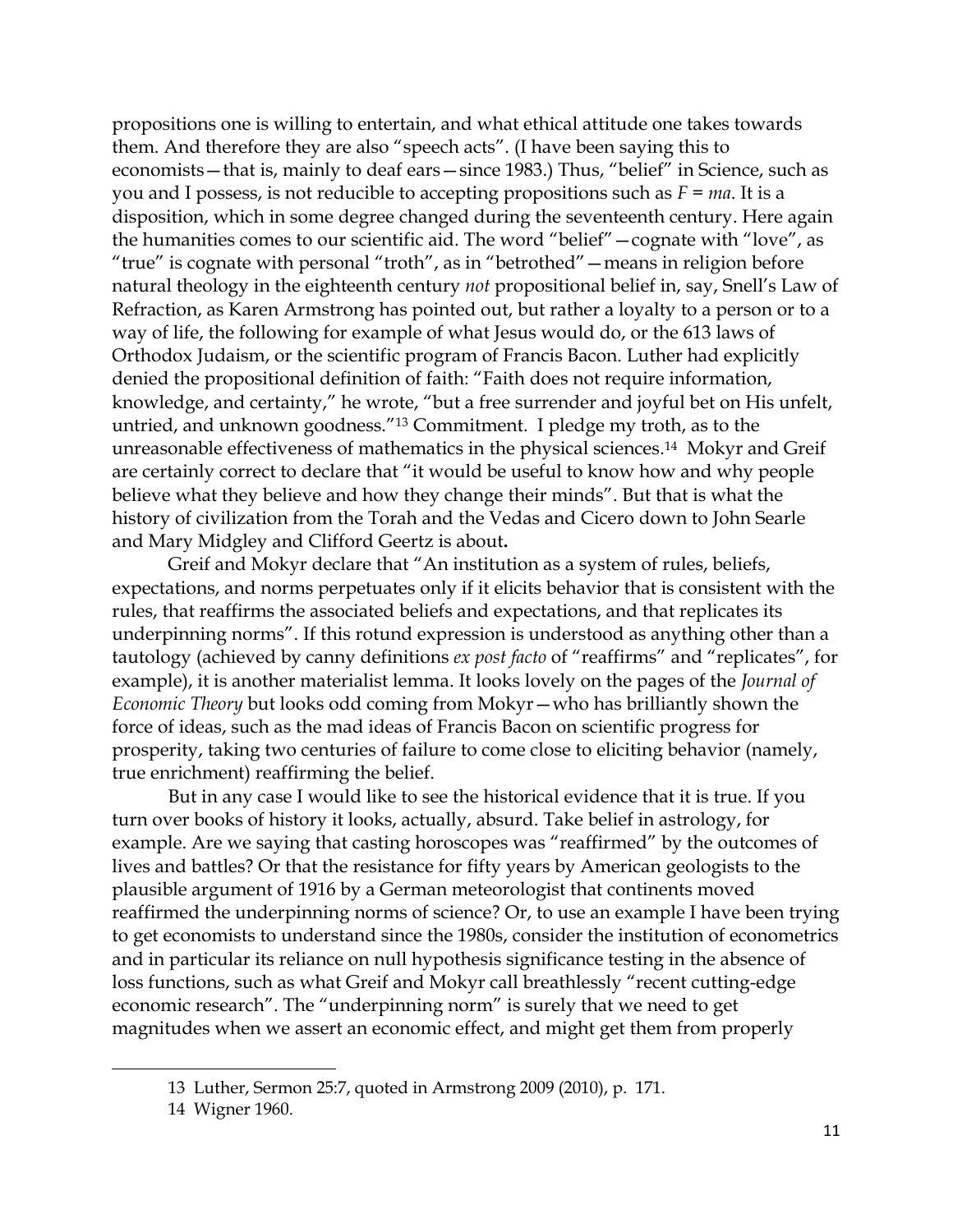propositions one is willing to entertain, and what ethical attitude one takes towards them. And therefore they are also "speech acts". (I have been saying this to economists—that is, mainly to deaf ears—since 1983.) Thus, "belief" in Science, such as you and I possess, is not reducible to accepting propositions such as $F = ma$. It is a disposition, which in some degree changed during the seventeenth century. Here again the humanities comes to our scientific aid. The word "belief"—cognate with "love", as "true" is cognate with personal "troth", as in "betrothed"—means in religion before natural theology in the eighteenth century *not* propositional belief in, say, Snell's Law of Refraction, as Karen Armstrong has pointed out, but rather a loyalty to a person or to a way of life, the following for example of what Jesus would do, or the 613 laws of Orthodox Judaism, or the scientific program of Francis Bacon. Luther had explicitly denied the propositional definition of faith: "Faith does not require information, knowledge, and certainty," he wrote, "but a free surrender and joyful bet on His unfelt, untried, and unknown goodness."[13] Commitment. I pledge my troth, as to the unreasonable effectiveness of mathematics in the physical sciences.[14] Mokyr and Greif are certainly correct to declare that "it would be useful to know how and why people believe what they believe and how they change their minds". But that is what the history of civilization from the Torah and the Vedas and Cicero down to John Searle and Mary Midgley and Clifford Geertz is about**.**

Greif and Mokyr declare that "An institution as a system of rules, beliefs, expectations, and norms perpetuates only if it elicits behavior that is consistent with the rules, that reaffirms the associated beliefs and expectations, and that replicates its underpinning norms". If this rotund expression is understood as anything other than a tautology (achieved by canny definitions *ex post facto* of "reaffirms" and "replicates", for example), it is another materialist lemma. It looks lovely on the pages of the *Journal of Economic Theory* but looks odd coming from Mokyr—who has brilliantly shown the force of ideas, such as the mad ideas of Francis Bacon on scientific progress for prosperity, taking two centuries of failure to come close to eliciting behavior (namely, true enrichment) reaffirming the belief.

But in any case I would like to see the historical evidence that it is true. If you turn over books of history it looks, actually, absurd. Take belief in astrology, for example. Are we saying that casting horoscopes was "reaffirmed" by the outcomes of lives and battles? Or that the resistance for fifty years by American geologists to the plausible argument of 1916 by a German meteorologist that continents moved reaffirmed the underpinning norms of science? Or, to use an example I have been trying to get economists to understand since the 1980s, consider the institution of econometrics and in particular its reliance on null hypothesis significance testing in the absence of loss functions, such as what Greif and Mokyr call breathlessly "recent cutting-edge economic research". The "underpinning norm" is surely that we need to get magnitudes when we assert an economic effect, and might get them from properly

---

13 Luther, Sermon 25:7, quoted in Armstrong 2009 (2010), p. 171.

14 Wigner 1960.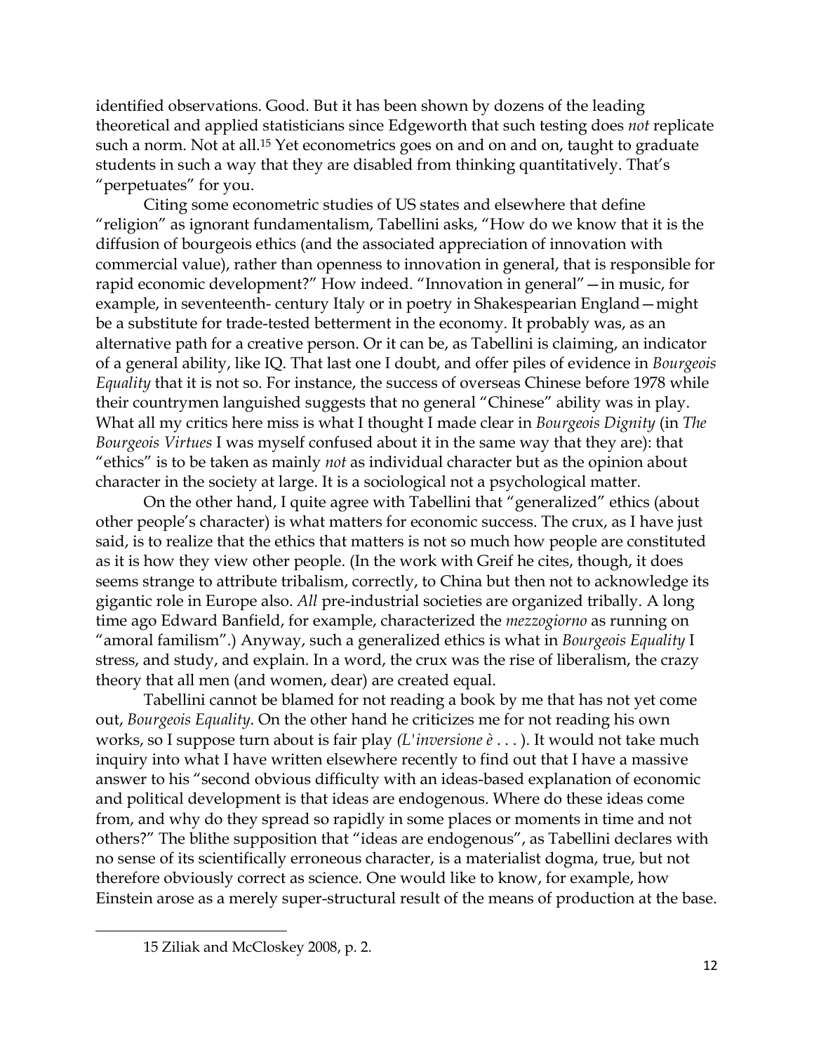identified observations. Good. But it has been shown by dozens of the leading theoretical and applied statisticians since Edgeworth that such testing does *not* replicate such a norm. Not at all.[15] Yet econometrics goes on and on and on, taught to graduate students in such a way that they are disabled from thinking quantitatively. That's "perpetuates" for you.

Citing some econometric studies of US states and elsewhere that define "religion" as ignorant fundamentalism, Tabellini asks, "How do we know that it is the diffusion of bourgeois ethics (and the associated appreciation of innovation with commercial value), rather than openness to innovation in general, that is responsible for rapid economic development?" How indeed. "Innovation in general"—in music, for example, in seventeenth- century Italy or in poetry in Shakespearian England—might be a substitute for trade-tested betterment in the economy. It probably was, as an alternative path for a creative person. Or it can be, as Tabellini is claiming, an indicator of a general ability, like IQ. That last one I doubt, and offer piles of evidence in *Bourgeois Equality* that it is not so. For instance, the success of overseas Chinese before 1978 while their countrymen languished suggests that no general "Chinese" ability was in play. What all my critics here miss is what I thought I made clear in *Bourgeois Dignity* (in *The Bourgeois Virtues* I was myself confused about it in the same way that they are): that "ethics" is to be taken as mainly *not* as individual character but as the opinion about character in the society at large. It is a sociological not a psychological matter.

On the other hand, I quite agree with Tabellini that "generalized" ethics (about other people's character) is what matters for economic success. The crux, as I have just said, is to realize that the ethics that matters is not so much how people are constituted as it is how they view other people. (In the work with Greif he cites, though, it does seems strange to attribute tribalism, correctly, to China but then not to acknowledge its gigantic role in Europe also. *All* pre-industrial societies are organized tribally. A long time ago Edward Banfield, for example, characterized the *mezzogiorno* as running on "amoral familism".) Anyway, such a generalized ethics is what in *Bourgeois Equality* I stress, and study, and explain. In a word, the crux was the rise of liberalism, the crazy theory that all men (and women, dear) are created equal.

Tabellini cannot be blamed for not reading a book by me that has not yet come out, *Bourgeois Equality*. On the other hand he criticizes me for not reading his own works, so I suppose turn about is fair play *(L'inversione è . . .* ). It would not take much inquiry into what I have written elsewhere recently to find out that I have a massive answer to his "second obvious difficulty with an ideas-based explanation of economic and political development is that ideas are endogenous. Where do these ideas come from, and why do they spread so rapidly in some places or moments in time and not others?" The blithe supposition that "ideas are endogenous", as Tabellini declares with no sense of its scientifically erroneous character, is a materialist dogma, true, but not therefore obviously correct as science. One would like to know, for example, how Einstein arose as a merely super-structural result of the means of production at the base.

---

15 Ziliak and McCloskey 2008, p. 2.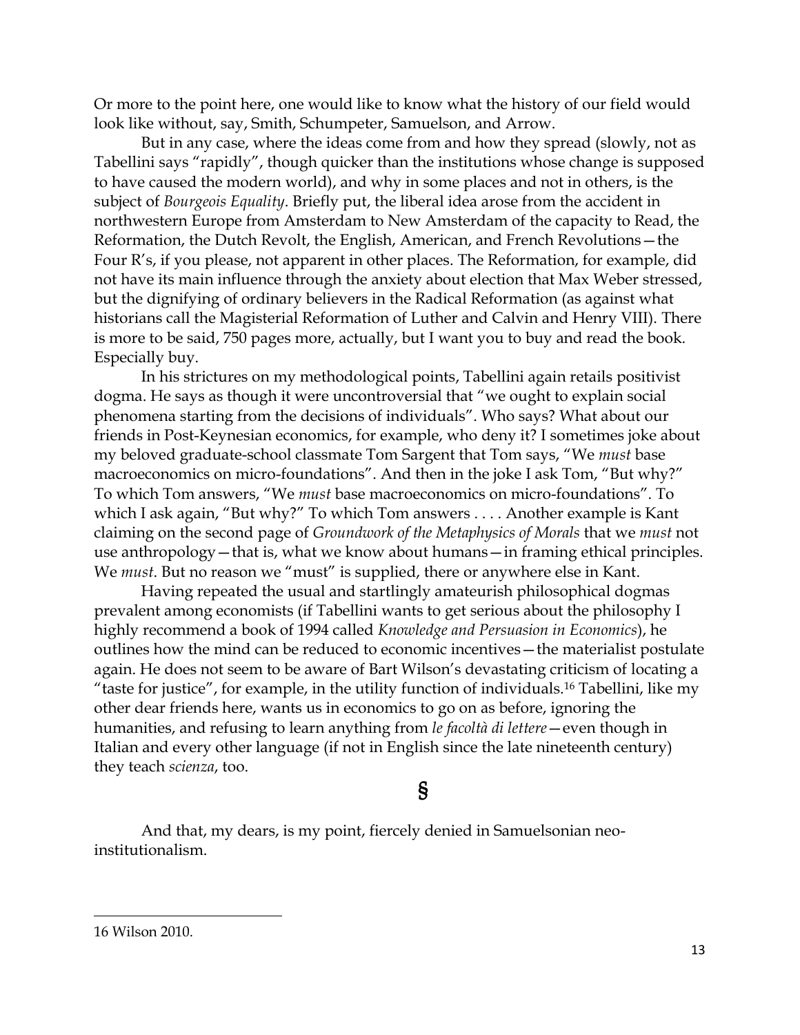Or more to the point here, one would like to know what the history of our field would look like without, say, Smith, Schumpeter, Samuelson, and Arrow.

But in any case, where the ideas come from and how they spread (slowly, not as Tabellini says "rapidly", though quicker than the institutions whose change is supposed to have caused the modern world), and why in some places and not in others, is the subject of *Bourgeois Equality*. Briefly put, the liberal idea arose from the accident in northwestern Europe from Amsterdam to New Amsterdam of the capacity to Read, the Reformation, the Dutch Revolt, the English, American, and French Revolutions—the Four R's, if you please, not apparent in other places. The Reformation, for example, did not have its main influence through the anxiety about election that Max Weber stressed, but the dignifying of ordinary believers in the Radical Reformation (as against what historians call the Magisterial Reformation of Luther and Calvin and Henry VIII). There is more to be said, 750 pages more, actually, but I want you to buy and read the book. Especially buy.

In his strictures on my methodological points, Tabellini again retails positivist dogma. He says as though it were uncontroversial that "we ought to explain social phenomena starting from the decisions of individuals". Who says? What about our friends in Post-Keynesian economics, for example, who deny it? I sometimes joke about my beloved graduate-school classmate Tom Sargent that Tom says, "We *must* base macroeconomics on micro-foundations". And then in the joke I ask Tom, "But why?" To which Tom answers, "We *must* base macroeconomics on micro-foundations". To which I ask again, "But why?" To which Tom answers . . . . Another example is Kant claiming on the second page of *Groundwork of the Metaphysics of Morals* that we *must* not use anthropology—that is, what we know about humans—in framing ethical principles. We *must*. But no reason we "must" is supplied, there or anywhere else in Kant.

Having repeated the usual and startlingly amateurish philosophical dogmas prevalent among economists (if Tabellini wants to get serious about the philosophy I highly recommend a book of 1994 called *Knowledge and Persuasion in Economics*), he outlines how the mind can be reduced to economic incentives—the materialist postulate again. He does not seem to be aware of Bart Wilson's devastating criticism of locating a "taste for justice", for example, in the utility function of individuals.[16] Tabellini, like my other dear friends here, wants us in economics to go on as before, ignoring the humanities, and refusing to learn anything from *le facoltà di lettere*—even though in Italian and every other language (if not in English since the late nineteenth century) they teach *scienza*, too.

§

And that, my dears, is my point, fiercely denied in Samuelsonian neo-institutionalism.

---

16 Wilson 2010.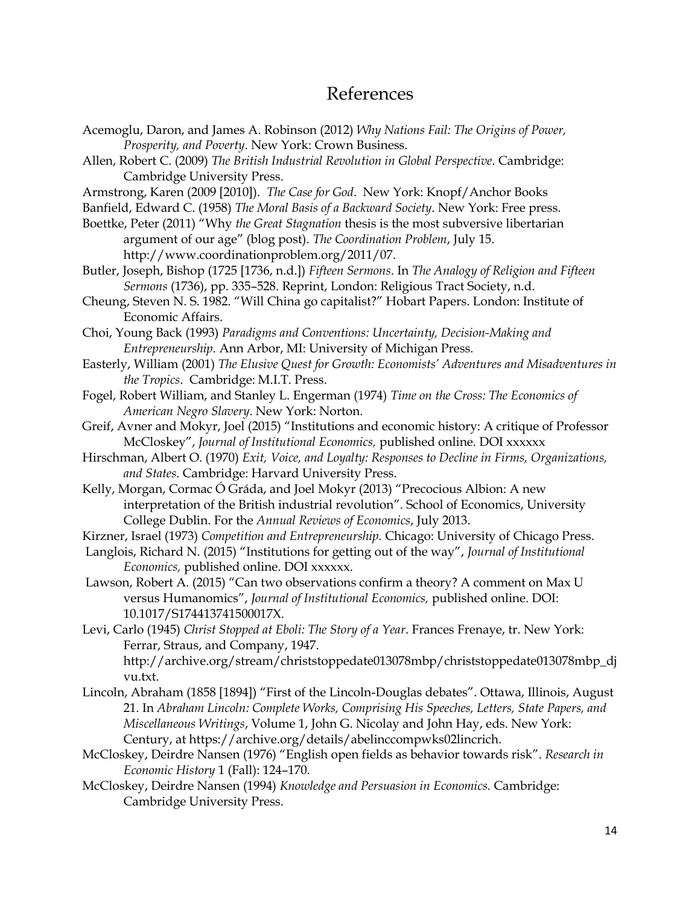# References

Acemoglu, Daron, and James A. Robinson (2012) *Why Nations Fail: The Origins of Power, Prosperity, and Poverty*. New York: Crown Business.

Allen, Robert C. (2009) *The British Industrial Revolution in Global Perspective*. Cambridge: Cambridge University Press.

Armstrong, Karen (2009 [2010]). *The Case for God*. New York: Knopf/Anchor Books

Banfield, Edward C. (1958) *The Moral Basis of a Backward Society*. New York: Free press.

Boettke, Peter (2011) "Why *the Great Stagnation* thesis is the most subversive libertarian argument of our age" (blog post). *The Coordination Problem*, July 15. http://www.coordinationproblem.org/2011/07.

Butler, Joseph, Bishop (1725 [1736, n.d.]) *Fifteen Sermons*. In *The Analogy of Religion and Fifteen Sermons* (1736), pp. 335–528. Reprint, London: Religious Tract Society, n.d.

Cheung, Steven N. S. 1982. "Will China go capitalist?" Hobart Papers. London: Institute of Economic Affairs.

Choi, Young Back (1993) *Paradigms and Conventions: Uncertainty, Decision-Making and Entrepreneurship.* Ann Arbor, MI: University of Michigan Press.

Easterly, William (2001) *The Elusive Quest for Growth: Economists' Adventures and Misadventures in the Tropics*. Cambridge: M.I.T. Press.

Fogel, Robert William, and Stanley L. Engerman (1974) *Time on the Cross: The Economics of American Negro Slavery*. New York: Norton.

Greif, Avner and Mokyr, Joel (2015) "Institutions and economic history: A critique of Professor McCloskey", *Journal of Institutional Economics,* published online. DOI xxxxxx

Hirschman, Albert O. (1970) *Exit, Voice, and Loyalty: Responses to Decline in Firms, Organizations, and States*. Cambridge: Harvard University Press.

Kelly, Morgan, Cormac Ó Gráda, and Joel Mokyr (2013) "Precocious Albion: A new interpretation of the British industrial revolution". School of Economics, University College Dublin. For the *Annual Reviews of Economics*, July 2013.

Kirzner, Israel (1973) *Competition and Entrepreneurship.* Chicago: University of Chicago Press.

Langlois, Richard N. (2015) "Institutions for getting out of the way", *Journal of Institutional Economics,* published online. DOI xxxxxx.

Lawson, Robert A. (2015) "Can two observations confirm a theory? A comment on Max U versus Humanomics", *Journal of Institutional Economics,* published online. DOI: 10.1017/S174413741500017X.

Levi, Carlo (1945) *Christ Stopped at Eboli: The Story of a Year*. Frances Frenaye, tr. New York: Ferrar, Straus, and Company, 1947. http://archive.org/stream/christstoppedate013078mbp/christstoppedate013078mbp_djvu.txt.

Lincoln, Abraham (1858 [1894]) "First of the Lincoln-Douglas debates". Ottawa, Illinois, August 21. In *Abraham Lincoln: Complete Works, Comprising His Speeches, Letters, State Papers, and Miscellaneous Writings*, Volume 1, John G. Nicolay and John Hay, eds. New York: Century, at https://archive.org/details/abelinccompwks02lincrich.

McCloskey, Deirdre Nansen (1976) "English open fields as behavior towards risk". *Research in Economic History* 1 (Fall): 124–170.

McCloskey, Deirdre Nansen (1994) *Knowledge and Persuasion in Economics.* Cambridge: Cambridge University Press.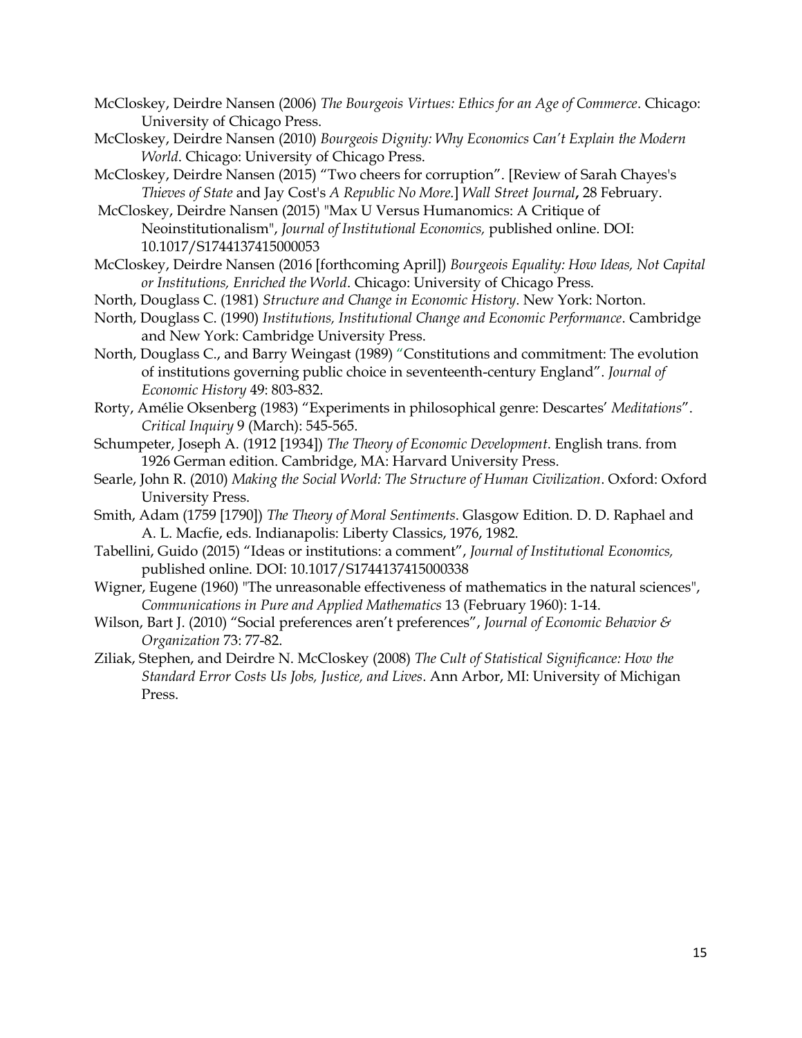McCloskey, Deirdre Nansen (2006) *The Bourgeois Virtues: Ethics for an Age of Commerce*. Chicago: University of Chicago Press.

McCloskey, Deirdre Nansen (2010) *Bourgeois Dignity: Why Economics Can't Explain the Modern World*. Chicago: University of Chicago Press.

McCloskey, Deirdre Nansen (2015) "Two cheers for corruption". [Review of Sarah Chayes's *Thieves of State* and Jay Cost's *A Republic No More.*] *Wall Street Journal*, 28 February.

McCloskey, Deirdre Nansen (2015) "Max U Versus Humanomics: A Critique of Neoinstitutionalism", *Journal of Institutional Economics,* published online. DOI: 10.1017/S1744137415000053

McCloskey, Deirdre Nansen (2016 [forthcoming April]) *Bourgeois Equality: How Ideas, Not Capital or Institutions, Enriched the World*. Chicago: University of Chicago Press.

North, Douglass C. (1981) *Structure and Change in Economic History*. New York: Norton.

North, Douglass C. (1990) *Institutions, Institutional Change and Economic Performance*. Cambridge and New York: Cambridge University Press.

North, Douglass C., and Barry Weingast (1989) "Constitutions and commitment: The evolution of institutions governing public choice in seventeenth-century England". *Journal of Economic History* 49: 803-832.

Rorty, Amélie Oksenberg (1983) "Experiments in philosophical genre: Descartes' *Meditations*". *Critical Inquiry* 9 (March): 545-565.

Schumpeter, Joseph A. (1912 [1934]) *The Theory of Economic Development*. English trans. from 1926 German edition. Cambridge, MA: Harvard University Press.

Searle, John R. (2010) *Making the Social World: The Structure of Human Civilization*. Oxford: Oxford University Press.

Smith, Adam (1759 [1790]) *The Theory of Moral Sentiments*. Glasgow Edition. D. D. Raphael and A. L. Macfie, eds. Indianapolis: Liberty Classics, 1976, 1982.

Tabellini, Guido (2015) "Ideas or institutions: a comment", *Journal of Institutional Economics,* published online. DOI: 10.1017/S1744137415000338

Wigner, Eugene (1960) "The unreasonable effectiveness of mathematics in the natural sciences", *Communications in Pure and Applied Mathematics* 13 (February 1960): 1-14.

Wilson, Bart J. (2010) "Social preferences aren't preferences", *Journal of Economic Behavior & Organization* 73: 77-82.

Ziliak, Stephen, and Deirdre N. McCloskey (2008) *The Cult of Statistical Significance: How the Standard Error Costs Us Jobs, Justice, and Lives*. Ann Arbor, MI: University of Michigan Press.